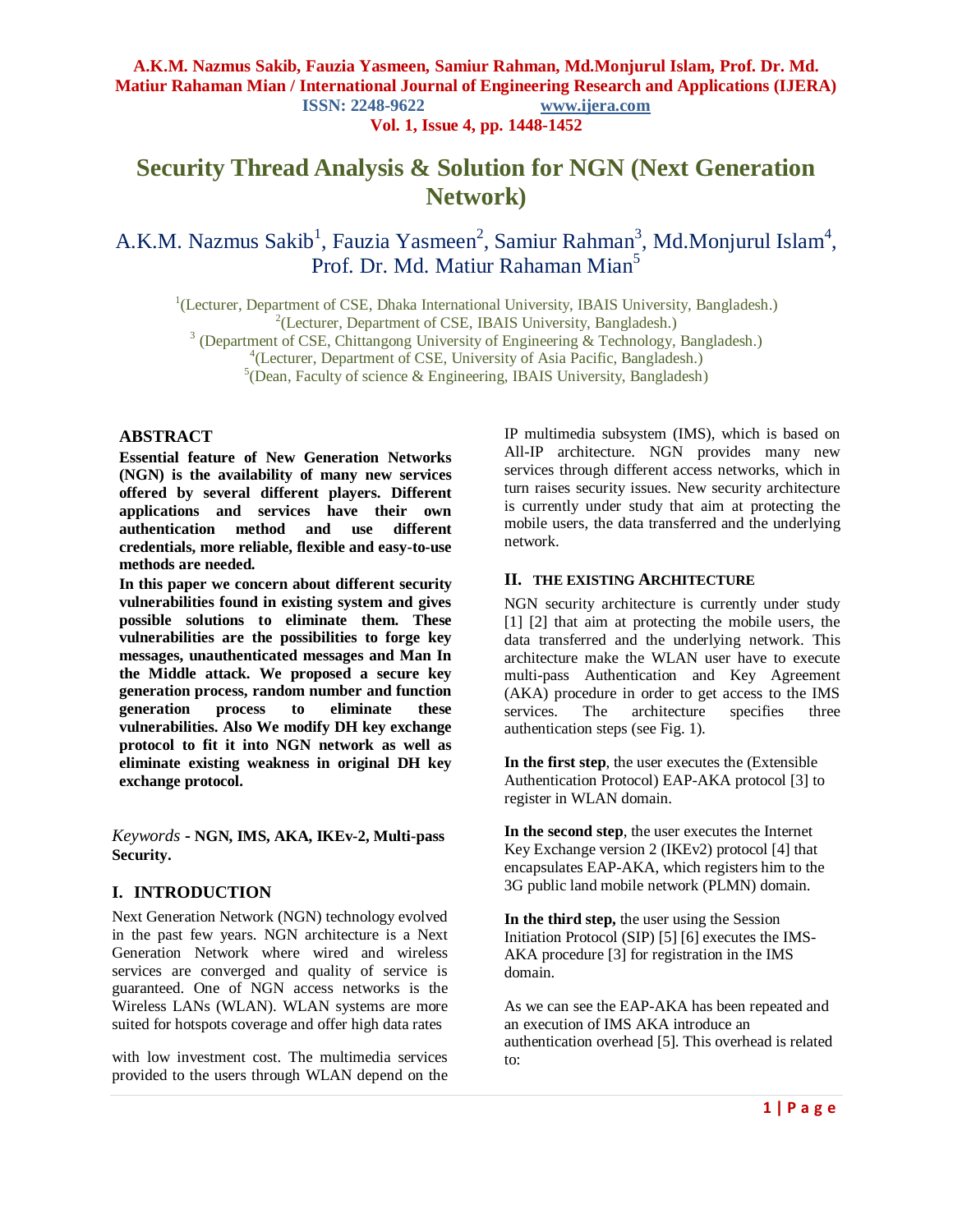# Security Thread Analysis & Solution for NGN (Next Generation Network)

A.K.M. Nazmus Sakib[1], Fauzia Yasmeen[2], Samiur Rahman[3], Md.Monjurul Islam[4], Prof. Dr. Md. Matiur Rahaman Mian[5]

[1](Lecturer, Department of CSE, Dhaka International University, IBAIS University, Bangladesh.)
[2](Lecturer, Department of CSE, IBAIS University, Bangladesh.)
[3] (Department of CSE, Chittangong University of Engineering & Technology, Bangladesh.)
[4](Lecturer, Department of CSE, University of Asia Pacific, Bangladesh.)
[5](Dean, Faculty of science & Engineering, IBAIS University, Bangladesh)

## ABSTRACT

**Essential feature of New Generation Networks (NGN) is the availability of many new services offered by several different players. Different applications and services have their own authentication method and use different credentials, more reliable, flexible and easy-to-use methods are needed.**

**In this paper we concern about different security vulnerabilities found in existing system and gives possible solutions to eliminate them. These vulnerabilities are the possibilities to forge key messages, unauthenticated messages and Man In the Middle attack. We proposed a secure key generation process, random number and function generation process to eliminate these vulnerabilities. Also We modify DH key exchange protocol to fit it into NGN network as well as eliminate existing weakness in original DH key exchange protocol.**

*Keywords* **- NGN, IMS, AKA, IKEv-2, Multi-pass Security.**

## I. INTRODUCTION

Next Generation Network (NGN) technology evolved in the past few years. NGN architecture is a Next Generation Network where wired and wireless services are converged and quality of service is guaranteed. One of NGN access networks is the Wireless LANs (WLAN). WLAN systems are more suited for hotspots coverage and offer high data rates with low investment cost. The multimedia services provided to the users through WLAN depend on the IP multimedia subsystem (IMS), which is based on All-IP architecture. NGN provides many new services through different access networks, which in turn raises security issues. New security architecture is currently under study that aim at protecting the mobile users, the data transferred and the underlying network.

## II. THE EXISTING ARCHITECTURE

NGN security architecture is currently under study [1] [2] that aim at protecting the mobile users, the data transferred and the underlying network. This architecture make the WLAN user have to execute multi-pass Authentication and Key Agreement (AKA) procedure in order to get access to the IMS services. The architecture specifies three authentication steps (see Fig. 1).

**In the first step**, the user executes the (Extensible Authentication Protocol) EAP-AKA protocol [3] to register in WLAN domain.

**In the second step**, the user executes the Internet Key Exchange version 2 (IKEv2) protocol [4] that encapsulates EAP-AKA, which registers him to the 3G public land mobile network (PLMN) domain.

**In the third step,** the user using the Session Initiation Protocol (SIP) [5] [6] executes the IMS-AKA procedure [3] for registration in the IMS domain.

As we can see the EAP-AKA has been repeated and an execution of IMS AKA introduce an authentication overhead [5]. This overhead is related to: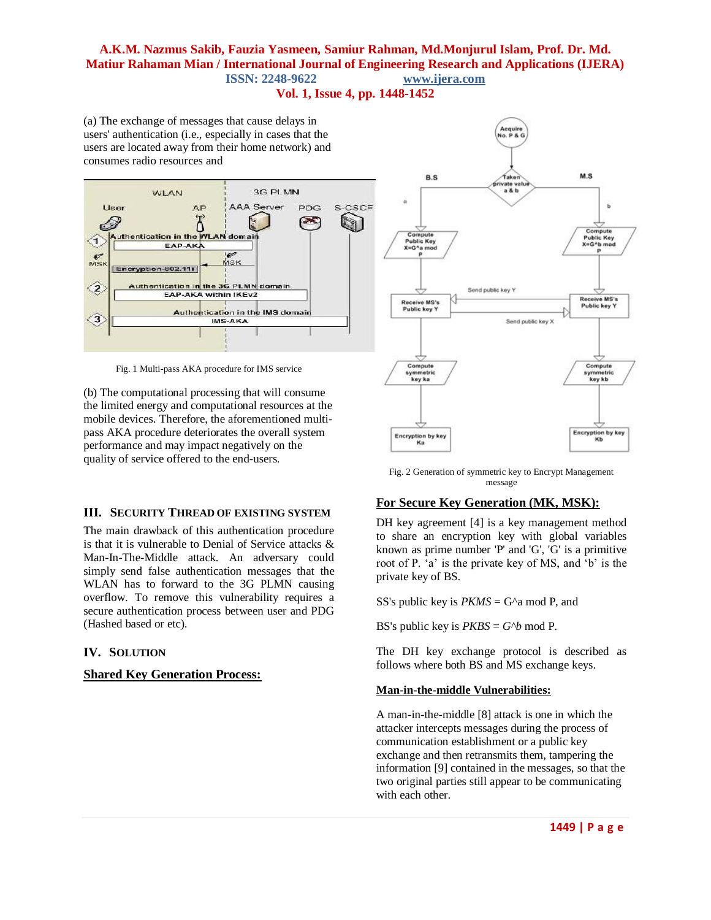(a) The exchange of messages that cause delays in users' authentication (i.e., especially in cases that the users are located away from their home network) and consumes radio resources and

Fig. 1 Multi-pass AKA procedure for IMS service

(b) The computational processing that will consume the limited energy and computational resources at the mobile devices. Therefore, the aforementioned multi-pass AKA procedure deteriorates the overall system performance and may impact negatively on the quality of service offered to the end-users.

## III. Security Thread of Existing System

The main drawback of this authentication procedure is that it is vulnerable to Denial of Service attacks & Man-In-The-Middle attack. An adversary could simply send false authentication messages that the WLAN has to forward to the 3G PLMN causing overflow. To remove this vulnerability requires a secure authentication process between user and PDG (Hashed based or etc).

## IV. Solution

### Shared Key Generation Process:

Fig. 2 Generation of symmetric key to Encrypt Management message

### For Secure Key Generation (MK, MSK):

DH key agreement [4] is a key management method to share an encryption key with global variables known as prime number 'P' and 'G', 'G' is a primitive root of P. 'a' is the private key of MS, and 'b' is the private key of BS.

SS's public key is $PKMS$ = G^a mod P, and

BS's public key is $PKBS = G$^$b$ mod P.

The DH key exchange protocol is described as follows where both BS and MS exchange keys.

### Man-in-the-middle Vulnerabilities:

A man-in-the-middle [8] attack is one in which the attacker intercepts messages during the process of communication establishment or a public key exchange and then retransmits them, tampering the information [9] contained in the messages, so that the two original parties still appear to be communicating with each other.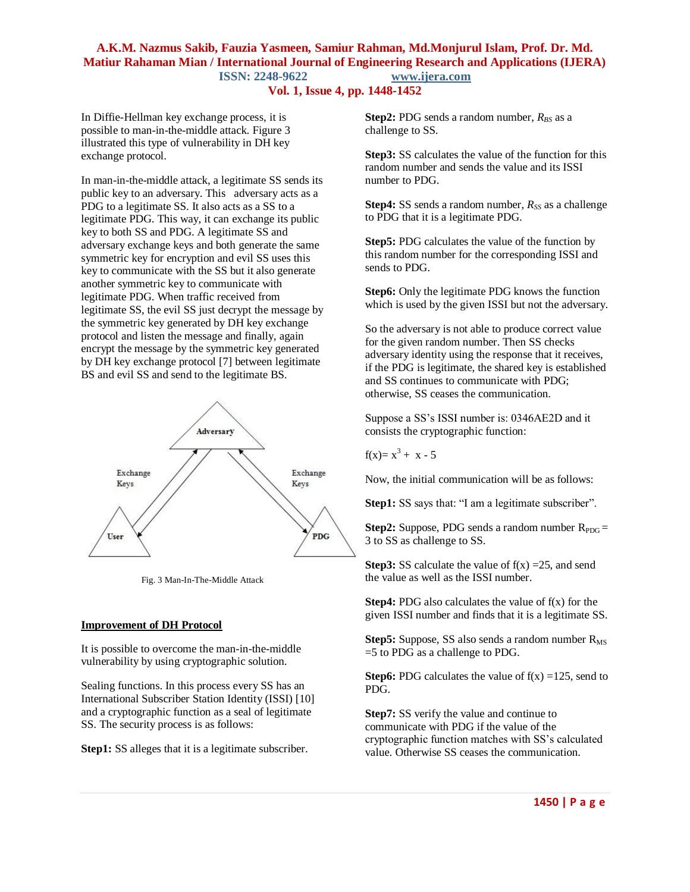In Diffie-Hellman key exchange process, it is possible to man-in-the-middle attack. Figure 3 illustrated this type of vulnerability in DH key exchange protocol.

In man-in-the-middle attack, a legitimate SS sends its public key to an adversary. This adversary acts as a PDG to a legitimate SS. It also acts as a SS to a legitimate PDG. This way, it can exchange its public key to both SS and PDG. A legitimate SS and adversary exchange keys and both generate the same symmetric key for encryption and evil SS uses this key to communicate with the SS but it also generate another symmetric key to communicate with legitimate PDG. When traffic received from legitimate SS, the evil SS just decrypt the message by the symmetric key generated by DH key exchange protocol and listen the message and finally, again encrypt the message by the symmetric key generated by DH key exchange protocol [7] between legitimate BS and evil SS and send to the legitimate BS.

Fig. 3 Man-In-The-Middle Attack

## Improvement of DH Protocol

It is possible to overcome the man-in-the-middle vulnerability by using cryptographic solution.

Sealing functions. In this process every SS has an International Subscriber Station Identity (ISSI) [10] and a cryptographic function as a seal of legitimate SS. The security process is as follows:

**Step1:** SS alleges that it is a legitimate subscriber.

**Step2:** PDG sends a random number, $R_{BS}$ as a challenge to SS.

**Step3:** SS calculates the value of the function for this random number and sends the value and its ISSI number to PDG.

**Step4:** SS sends a random number, $R_{SS}$ as a challenge to PDG that it is a legitimate PDG.

**Step5:** PDG calculates the value of the function by this random number for the corresponding ISSI and sends to PDG.

**Step6:** Only the legitimate PDG knows the function which is used by the given ISSI but not the adversary.

So the adversary is not able to produce correct value for the given random number. Then SS checks adversary identity using the response that it receives, if the PDG is legitimate, the shared key is established and SS continues to communicate with PDG; otherwise, SS ceases the communication.

Suppose a SS's ISSI number is: 0346AE2D and it consists the cryptographic function:

$f(x)= x^3 + x - 5$

Now, the initial communication will be as follows:

**Step1:** SS says that: "I am a legitimate subscriber".

**Step2:** Suppose, PDG sends a random number $R_{PDG}$ = 3 to SS as challenge to SS.

**Step3:** SS calculate the value of f(x) =25, and send the value as well as the ISSI number.

**Step4:** PDG also calculates the value of f(x) for the given ISSI number and finds that it is a legitimate SS.

**Step5:** Suppose, SS also sends a random number $R_{MS}$ =5 to PDG as a challenge to PDG.

**Step6:** PDG calculates the value of f(x) =125, send to PDG.

**Step7:** SS verify the value and continue to communicate with PDG if the value of the cryptographic function matches with SS's calculated value. Otherwise SS ceases the communication.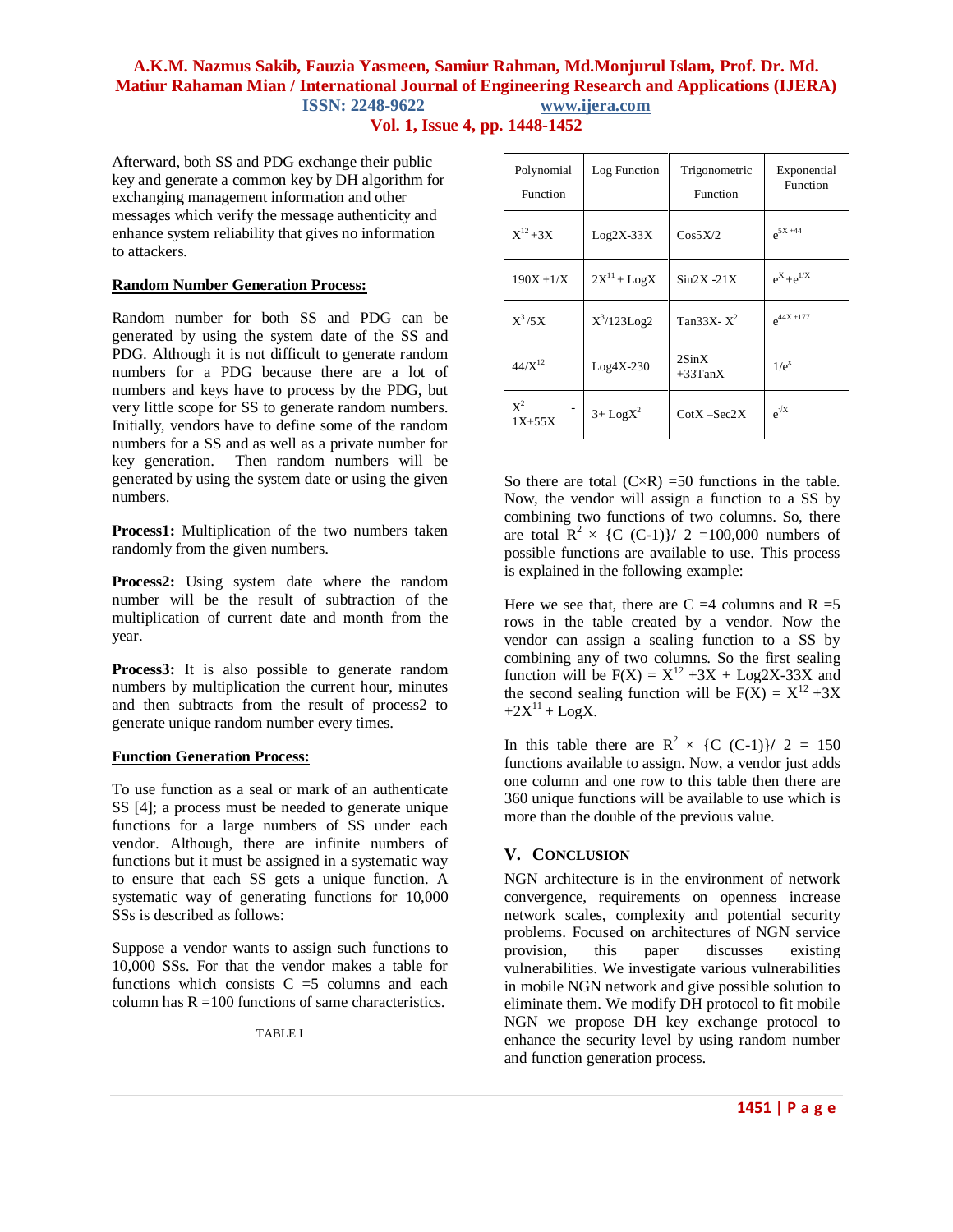Afterward, both SS and PDG exchange their public key and generate a common key by DH algorithm for exchanging management information and other messages which verify the message authenticity and enhance system reliability that gives no information to attackers.

**Random Number Generation Process:**

Random number for both SS and PDG can be generated by using the system date of the SS and PDG. Although it is not difficult to generate random numbers for a PDG because there are a lot of numbers and keys have to process by the PDG, but very little scope for SS to generate random numbers. Initially, vendors have to define some of the random numbers for a SS as well as a private number for key generation. Then random numbers will be generated by using the system date or using the given numbers.

**Process1:** Multiplication of the two numbers taken randomly from the given numbers.

**Process2:** Using system date where the random number will be the result of subtraction of the multiplication of current date and month from the year.

**Process3:** It is also possible to generate random numbers by multiplication the current hour, minutes and then subtracts from the result of process2 to generate unique random number every times.

**Function Generation Process:**

To use function as a seal or mark of an authenticate SS [4]; a process must be needed to generate unique functions for a large numbers of SS under each vendor. Although, there are infinite numbers of functions but it must be assigned in a systematic way to ensure that each SS gets a unique function. A systematic way of generating functions for 10,000 SSs is described as follows:

Suppose a vendor wants to assign such functions to 10,000 SSs. For that the vendor makes a table for functions which consists C =5 columns and each column has R =100 functions of same characteristics.

TABLE I

| Polynomial Function | Log Function | Trigonometric Function | Exponential Function |
|---|---|---|---|
| $X^{12}+3X$ | Log2X-33X | Cos5X/2 | $e^{5X+44}$ |
| 190X +1/X | $2X^{11}$ + LogX | Sin2X -21X | $e^X+e^{1/X}$ |
| $X^3/5X$ | $X^3$/123Log2 | Tan33X- $X^2$ | $e^{44X+177}$ |
| $44/X^{12}$ | Log4X-230 | 2SinX +33TanX | $1/e^x$ |
| $X^2$ - 1X+55X | 3+ Log$X^2$ | CotX –Sec2X | $e^{\sqrt{X}}$ |

So there are total (C×R) =50 functions in the table. Now, the vendor will assign a function to a SS by combining two functions of two columns. So, there are total $R^2 \times \{C\ (C-1)\}/\ 2$ =100,000 numbers of possible functions are available to use. This process is explained in the following example:

Here we see that, there are C =4 columns and R =5 rows in the table created by a vendor. Now the vendor can assign a sealing function to a SS by combining any of two columns. So the first sealing function will be $F(X) = X^{12} + 3X$ + Log2X-33X and the second sealing function will be $F(X) = X^{12} + 3X + 2X^{11}$ + LogX.

In this table there are $R^2 \times \{C\ (C-1)\}/\ 2$ = 150 functions available to assign. Now, a vendor just adds one column and one row to this table then there are 360 unique functions will be available to use which is more than the double of the previous value.

## V. Conclusion

NGN architecture is in the environment of network convergence, requirements on openness increase network scales, complexity and potential security problems. Focused on architectures of NGN service provision, this paper discusses existing vulnerabilities. We investigate various vulnerabilities in mobile NGN network and give possible solution to eliminate them. We modify DH protocol to fit mobile NGN we propose DH key exchange protocol to enhance the security level by using random number and function generation process.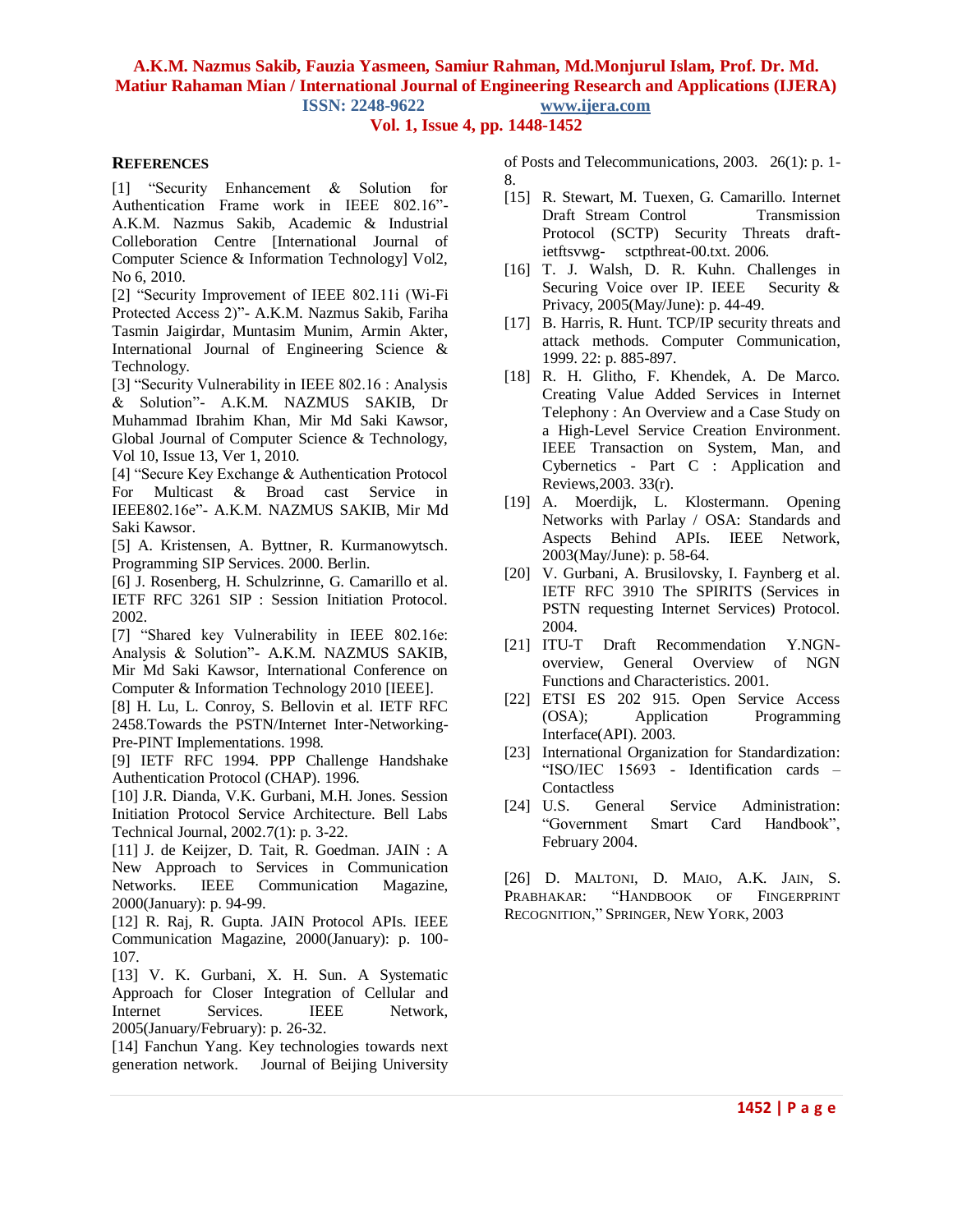## REFERENCES

[1] "Security Enhancement & Solution for Authentication Frame work in IEEE 802.16"- A.K.M. Nazmus Sakib, Academic & Industrial Colleboration Centre [International Journal of Computer Science & Information Technology] Vol2, No 6, 2010.

[2] "Security Improvement of IEEE 802.11i (Wi-Fi Protected Access 2)"- A.K.M. Nazmus Sakib, Fariha Tasmin Jaigirdar, Muntasim Munim, Armin Akter, International Journal of Engineering Science & Technology.

[3] "Security Vulnerability in IEEE 802.16 : Analysis & Solution"- A.K.M. NAZMUS SAKIB, Dr Muhammad Ibrahim Khan, Mir Md Saki Kawsor, Global Journal of Computer Science & Technology, Vol 10, Issue 13, Ver 1, 2010.

[4] "Secure Key Exchange & Authentication Protocol For Multicast & Broad cast Service in IEEE802.16e"- A.K.M. NAZMUS SAKIB, Mir Md Saki Kawsor.

[5] A. Kristensen, A. Byttner, R. Kurmanowytsch. Programming SIP Services. 2000. Berlin.

[6] J. Rosenberg, H. Schulzrinne, G. Camarillo et al. IETF RFC 3261 SIP : Session Initiation Protocol. 2002.

[7] "Shared key Vulnerability in IEEE 802.16e: Analysis & Solution"- A.K.M. NAZMUS SAKIB, Mir Md Saki Kawsor, International Conference on Computer & Information Technology 2010 [IEEE].

[8] H. Lu, L. Conroy, S. Bellovin et al. IETF RFC 2458.Towards the PSTN/Internet Inter-Networking-Pre-PINT Implementations. 1998.

[9] IETF RFC 1994. PPP Challenge Handshake Authentication Protocol (CHAP). 1996.

[10] J.R. Dianda, V.K. Gurbani, M.H. Jones. Session Initiation Protocol Service Architecture. Bell Labs Technical Journal, 2002.7(1): p. 3-22.

[11] J. de Keijzer, D. Tait, R. Goedman. JAIN : A New Approach to Services in Communication Networks. IEEE Communication Magazine, 2000(January): p. 94-99.

[12] R. Raj, R. Gupta. JAIN Protocol APIs. IEEE Communication Magazine, 2000(January): p. 100-107.

[13] V. K. Gurbani, X. H. Sun. A Systematic Approach for Closer Integration of Cellular and Internet Services. IEEE Network, 2005(January/February): p. 26-32.

[14] Fanchun Yang. Key technologies towards next generation network. Journal of Beijing University of Posts and Telecommunications, 2003. 26(1): p. 1-8.

[15] R. Stewart, M. Tuexen, G. Camarillo. Internet Draft Stream Control Transmission Protocol (SCTP) Security Threats draft-ietftsvwg- sctpthreat-00.txt. 2006.

[16] T. J. Walsh, D. R. Kuhn. Challenges in Securing Voice over IP. IEEE Security & Privacy, 2005(May/June): p. 44-49.

[17] B. Harris, R. Hunt. TCP/IP security threats and attack methods. Computer Communication, 1999. 22: p. 885-897.

[18] R. H. Glitho, F. Khendek, A. De Marco. Creating Value Added Services in Internet Telephony : An Overview and a Case Study on a High-Level Service Creation Environment. IEEE Transaction on System, Man, and Cybernetics - Part C : Application and Reviews,2003. 33(r).

[19] A. Moerdijk, L. Klostermann. Opening Networks with Parlay / OSA: Standards and Aspects Behind APIs. IEEE Network, 2003(May/June): p. 58-64.

[20] V. Gurbani, A. Brusilovsky, I. Faynberg et al. IETF RFC 3910 The SPIRITS (Services in PSTN requesting Internet Services) Protocol. 2004.

[21] ITU-T Draft Recommendation Y.NGN-overview, General Overview of NGN Functions and Characteristics. 2001.

[22] ETSI ES 202 915. Open Service Access (OSA); Application Programming Interface(API). 2003.

[23] International Organization for Standardization: "ISO/IEC 15693 - Identification cards – Contactless

[24] U.S. General Service Administration: "Government Smart Card Handbook", February 2004.

[26] D. MALTONI, D. MAIO, A.K. JAIN, S. PRABHAKAR: "HANDBOOK OF FINGERPRINT RECOGNITION," SPRINGER, NEW YORK, 2003